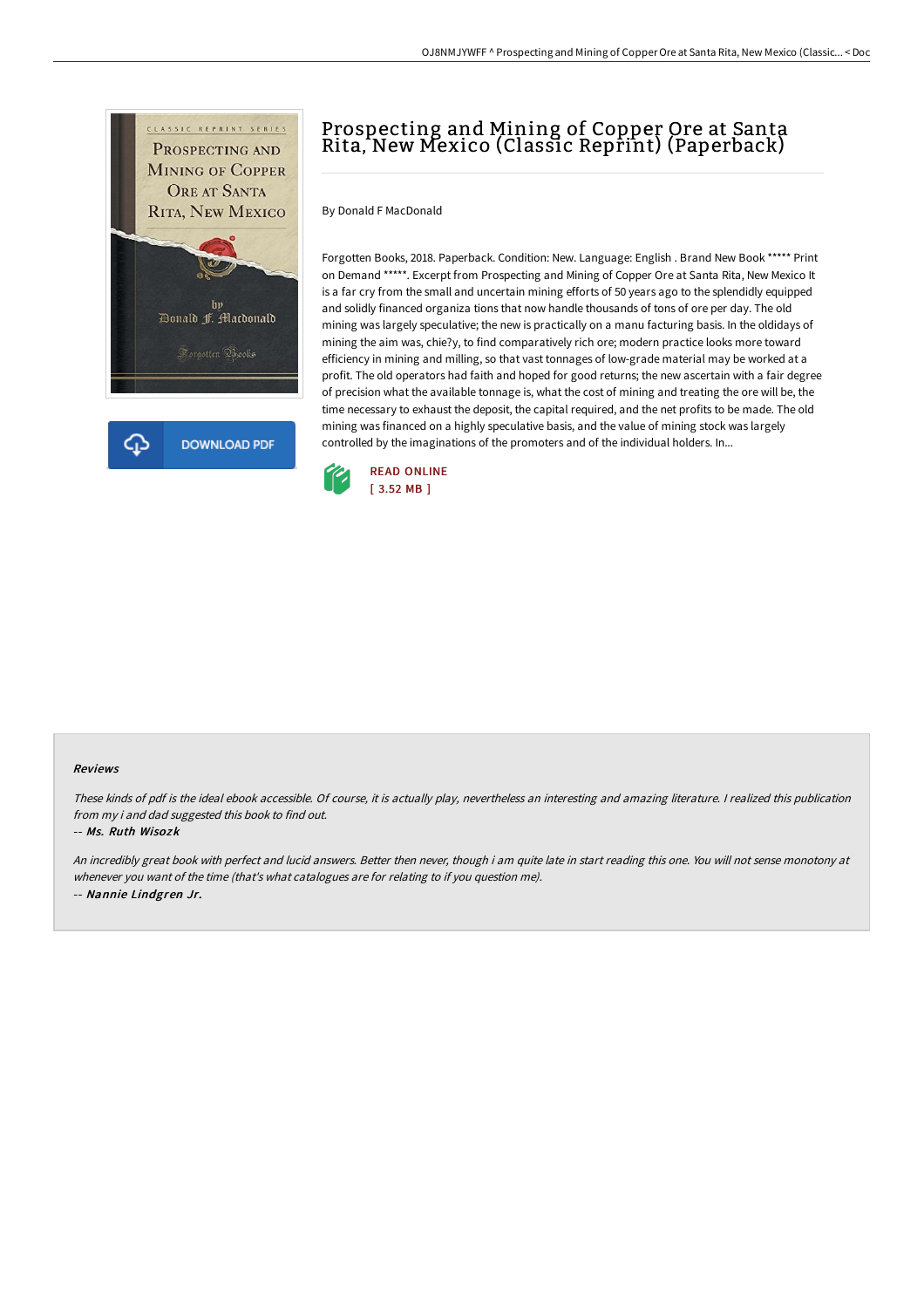# Prospecting and Mining of Copper Ore at Santa Rita, New Mexico (Classic Reprint) (Paperback)

By Donald F MacDonald

Forgotten Books, 2018. Paperback. Condition: New. Language: English . Brand New Book ***** Print on Demand *****. Excerpt from Prospecting and Mining of Copper Ore at Santa Rita, New Mexico It is a far cry from the small and uncertain mining efforts of 50 years ago to the splendidly equipped and solidly financed organiza tions that now handle thousands of tons of ore per day. The old mining was largely speculative; the new is practically on a manu facturing basis. In the oldidays of mining the aim was, chie?y, to find comparatively rich ore; modern practice looks more toward efficiency in mining and milling, so that vast tonnages of low-grade material may be worked at a profit. The old operators had faith and hoped for good returns; the new ascertain with a fair degree of precision what the available tonnage is, what the cost of mining and treating the ore will be, the time necessary to exhaust the deposit, the capital required, and the net profits to be made. The old mining was financed on a highly speculative basis, and the value of mining stock was largely controlled by the imaginations of the promoters and of the individual holders. In...

READ ONLINE
[ 3.52 MB ]

## Reviews

*These kinds of pdf is the ideal ebook accessible. Of course, it is actually play, nevertheless an interesting and amazing literature. I realized this publication from my i and dad suggested this book to find out.*

-- *Ms. Ruth Wisozk*

*An incredibly great book with perfect and lucid answers. Better then never, though i am quite late in start reading this one. You will not sense monotony at whenever you want of the time (that's what catalogues are for relating to if you question me).*

-- *Nannie Lindgren Jr.*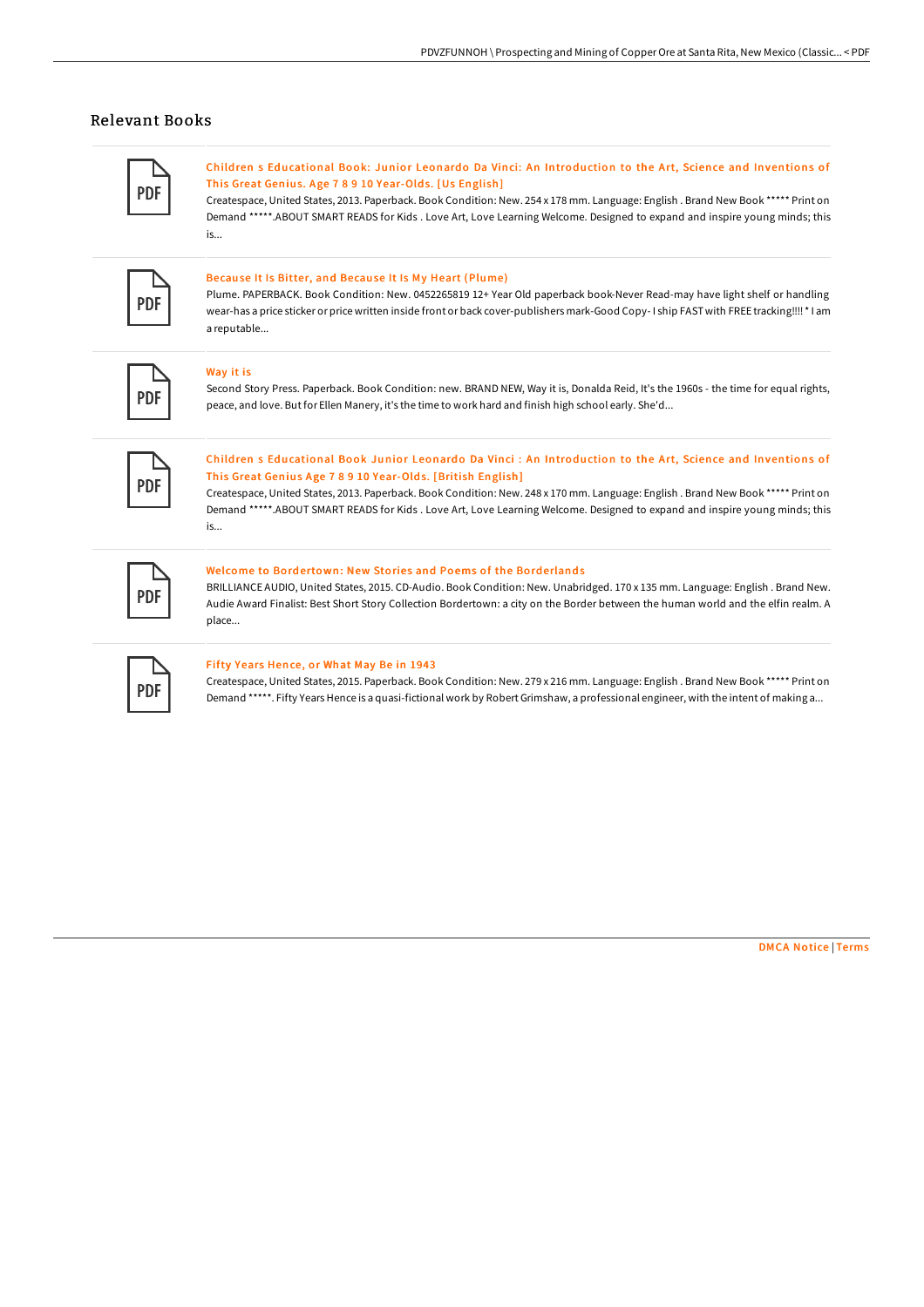## Relevant Books

### Children s Educational Book: Junior Leonardo Da Vinci: An Introduction to the Art, Science and Inventions of This Great Genius. Age 7 8 9 10 Year-Olds. [Us English]

Createspace, United States, 2013. Paperback. Book Condition: New. 254 x 178 mm. Language: English . Brand New Book ***** Print on Demand *****.ABOUT SMART READS for Kids . Love Art, Love Learning Welcome. Designed to expand and inspire young minds; this is...

### Because It Is Bitter, and Because It Is My Heart (Plume)

Plume. PAPERBACK. Book Condition: New. 0452265819 12+ Year Old paperback book-Never Read-may have light shelf or handling wear-has a price sticker or price written inside front or back cover-publishers mark-Good Copy- I ship FAST with FREE tracking!!!! * I am a reputable...

### Way it is

Second Story Press. Paperback. Book Condition: new. BRAND NEW, Way it is, Donalda Reid, It's the 1960s - the time for equal rights, peace, and love. But for Ellen Manery, it's the time to work hard and finish high school early. She'd...

### Children s Educational Book Junior Leonardo Da Vinci : An Introduction to the Art, Science and Inventions of This Great Genius Age 7 8 9 10 Year-Olds. [British English]

Createspace, United States, 2013. Paperback. Book Condition: New. 248 x 170 mm. Language: English . Brand New Book ***** Print on Demand *****.ABOUT SMART READS for Kids . Love Art, Love Learning Welcome. Designed to expand and inspire young minds; this is...

### Welcome to Bordertown: New Stories and Poems of the Borderlands

BRILLIANCE AUDIO, United States, 2015. CD-Audio. Book Condition: New. Unabridged. 170 x 135 mm. Language: English . Brand New. Audie Award Finalist: Best Short Story Collection Bordertown: a city on the Border between the human world and the elfin realm. A place...

### Fifty Years Hence, or What May Be in 1943

Createspace, United States, 2015. Paperback. Book Condition: New. 279 x 216 mm. Language: English . Brand New Book ***** Print on Demand *****. Fifty Years Hence is a quasi-fictional work by Robert Grimshaw, a professional engineer, with the intent of making a...